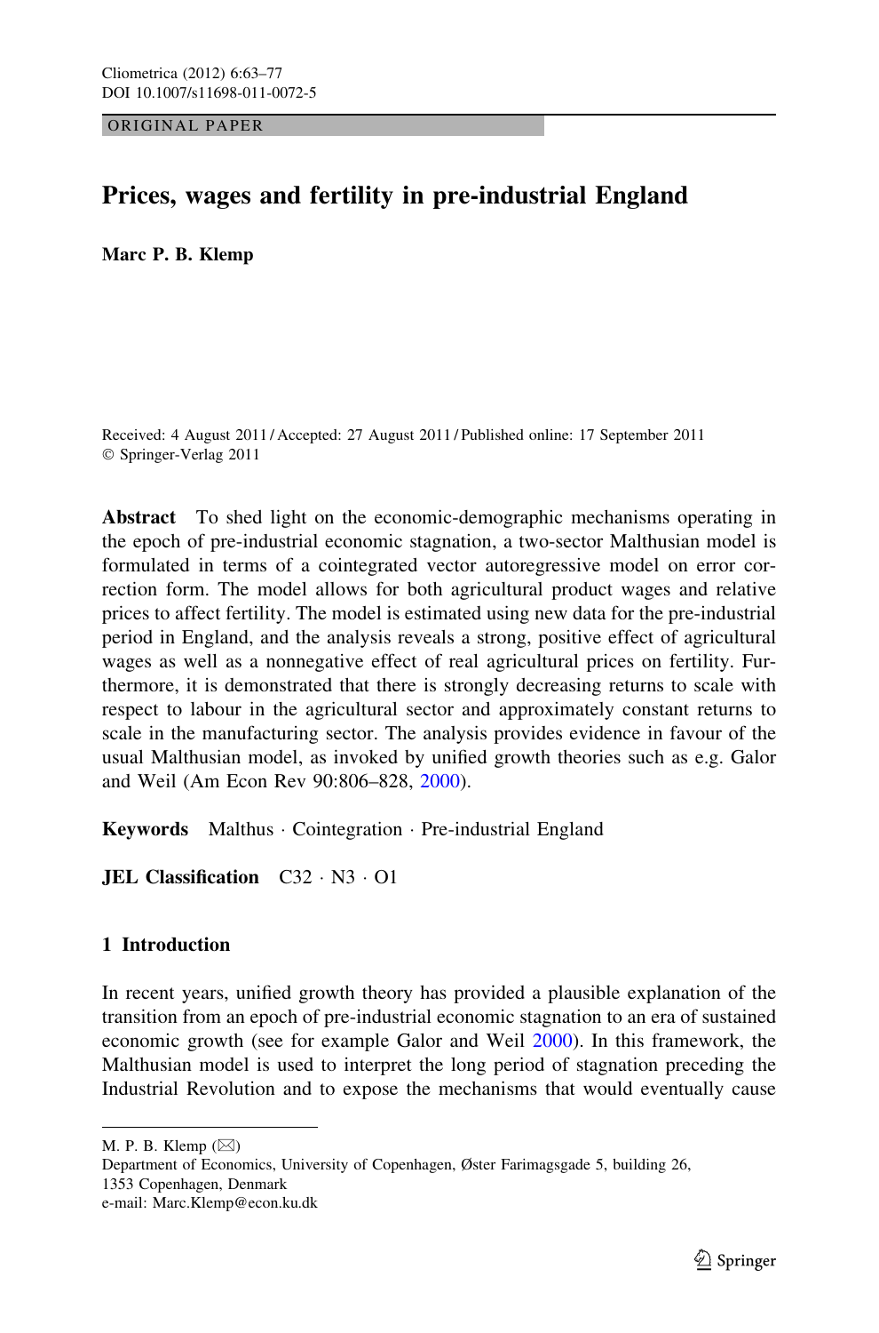ORIGINAL PAPER

# Prices, wages and fertility in pre-industrial England

**Marc P. B. Klemp**

Received: 4 August 2011 / Accepted: 27 August 2011 / Published online: 17 September 2011
© Springer-Verlag 2011

**Abstract** To shed light on the economic-demographic mechanisms operating in the epoch of pre-industrial economic stagnation, a two-sector Malthusian model is formulated in terms of a cointegrated vector autoregressive model on error correction form. The model allows for both agricultural product wages and relative prices to affect fertility. The model is estimated using new data for the pre-industrial period in England, and the analysis reveals a strong, positive effect of agricultural wages as well as a nonnegative effect of real agricultural prices on fertility. Furthermore, it is demonstrated that there is strongly decreasing returns to scale with respect to labour in the agricultural sector and approximately constant returns to scale in the manufacturing sector. The analysis provides evidence in favour of the usual Malthusian model, as invoked by unified growth theories such as e.g. Galor and Weil (Am Econ Rev 90:806–828, 2000).

**Keywords** Malthus · Cointegration · Pre-industrial England

**JEL Classification** C32 · N3 · O1

## 1 Introduction

In recent years, unified growth theory has provided a plausible explanation of the transition from an epoch of pre-industrial economic stagnation to an era of sustained economic growth (see for example Galor and Weil 2000). In this framework, the Malthusian model is used to interpret the long period of stagnation preceding the Industrial Revolution and to expose the mechanisms that would eventually cause

---

M. P. B. Klemp (✉)
Department of Economics, University of Copenhagen, Øster Farimagsgade 5, building 26, 1353 Copenhagen, Denmark
e-mail: Marc.Klemp@econ.ku.dk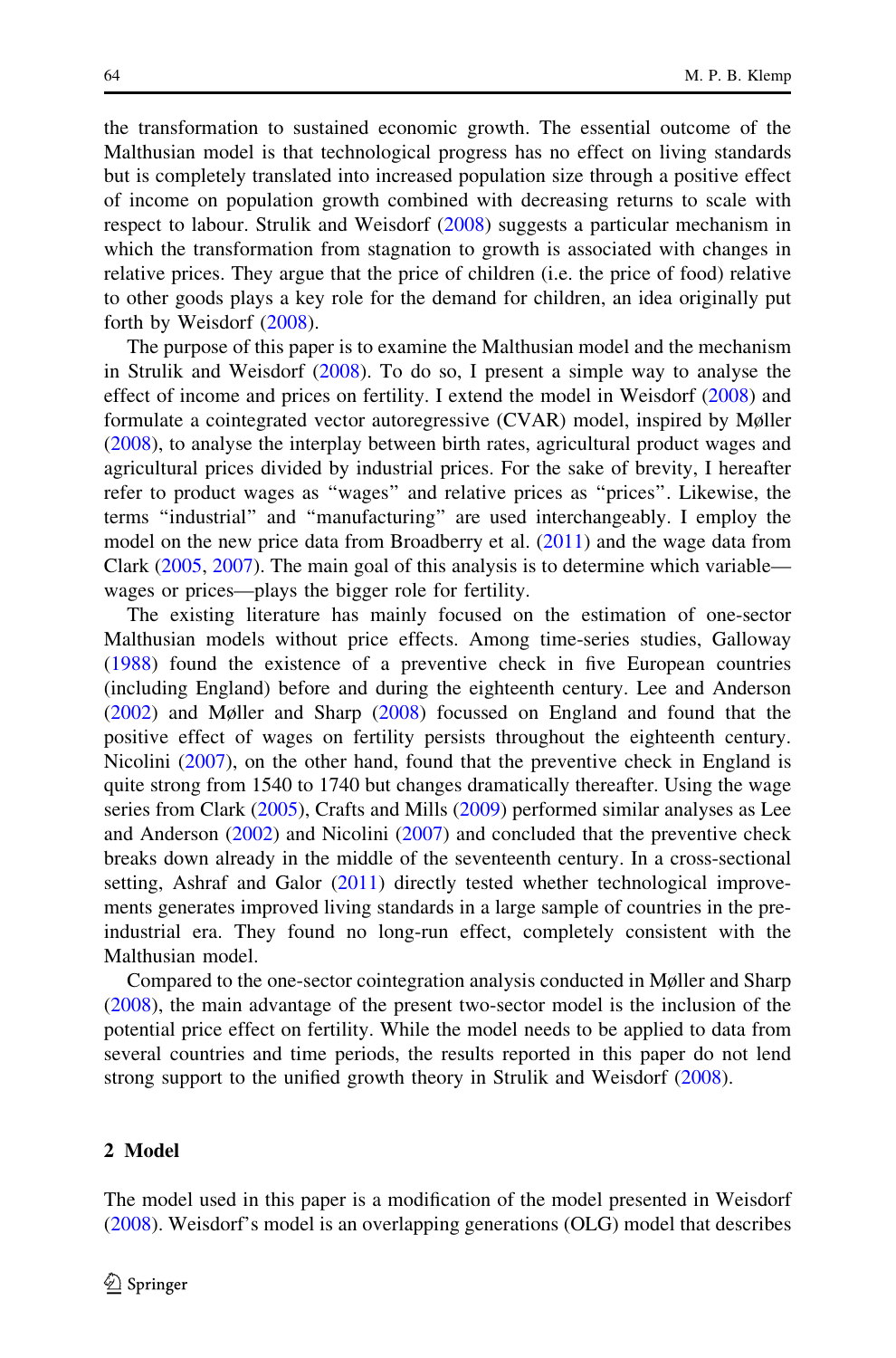the transformation to sustained economic growth. The essential outcome of the Malthusian model is that technological progress has no effect on living standards but is completely translated into increased population size through a positive effect of income on population growth combined with decreasing returns to scale with respect to labour. Strulik and Weisdorf (2008) suggests a particular mechanism in which the transformation from stagnation to growth is associated with changes in relative prices. They argue that the price of children (i.e. the price of food) relative to other goods plays a key role for the demand for children, an idea originally put forth by Weisdorf (2008).

The purpose of this paper is to examine the Malthusian model and the mechanism in Strulik and Weisdorf (2008). To do so, I present a simple way to analyse the effect of income and prices on fertility. I extend the model in Weisdorf (2008) and formulate a cointegrated vector autoregressive (CVAR) model, inspired by Møller (2008), to analyse the interplay between birth rates, agricultural product wages and agricultural prices divided by industrial prices. For the sake of brevity, I hereafter refer to product wages as "wages" and relative prices as "prices". Likewise, the terms "industrial" and "manufacturing" are used interchangeably. I employ the model on the new price data from Broadberry et al. (2011) and the wage data from Clark (2005, 2007). The main goal of this analysis is to determine which variable—wages or prices—plays the bigger role for fertility.

The existing literature has mainly focused on the estimation of one-sector Malthusian models without price effects. Among time-series studies, Galloway (1988) found the existence of a preventive check in five European countries (including England) before and during the eighteenth century. Lee and Anderson (2002) and Møller and Sharp (2008) focussed on England and found that the positive effect of wages on fertility persists throughout the eighteenth century. Nicolini (2007), on the other hand, found that the preventive check in England is quite strong from 1540 to 1740 but changes dramatically thereafter. Using the wage series from Clark (2005), Crafts and Mills (2009) performed similar analyses as Lee and Anderson (2002) and Nicolini (2007) and concluded that the preventive check breaks down already in the middle of the seventeenth century. In a cross-sectional setting, Ashraf and Galor (2011) directly tested whether technological improvements generates improved living standards in a large sample of countries in the pre-industrial era. They found no long-run effect, completely consistent with the Malthusian model.

Compared to the one-sector cointegration analysis conducted in Møller and Sharp (2008), the main advantage of the present two-sector model is the inclusion of the potential price effect on fertility. While the model needs to be applied to data from several countries and time periods, the results reported in this paper do not lend strong support to the unified growth theory in Strulik and Weisdorf (2008).

## 2 Model

The model used in this paper is a modification of the model presented in Weisdorf (2008). Weisdorf's model is an overlapping generations (OLG) model that describes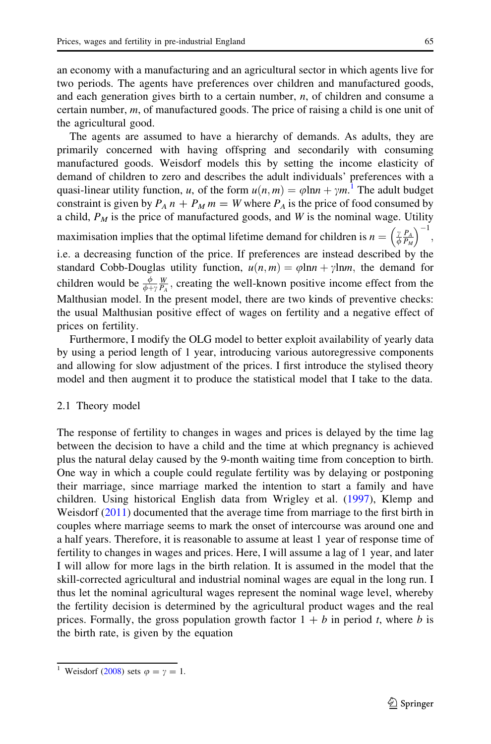an economy with a manufacturing and an agricultural sector in which agents live for two periods. The agents have preferences over children and manufactured goods, and each generation gives birth to a certain number, $n$, of children and consume a certain number, $m$, of manufactured goods. The price of raising a child is one unit of the agricultural good.

The agents are assumed to have a hierarchy of demands. As adults, they are primarily concerned with having offspring and secondarily with consuming manufactured goods. Weisdorf models this by setting the income elasticity of demand of children to zero and describes the adult individuals' preferences with a quasi-linear utility function, $u$, of the form $u(n, m) = \varphi \ln n + \gamma m$.[1] The adult budget constraint is given by $P_A\, n + P_M\, m = W$ where $P_A$ is the price of food consumed by a child, $P_M$ is the price of manufactured goods, and $W$ is the nominal wage. Utility maximisation implies that the optimal lifetime demand for children is $n = \left(\frac{\gamma}{\phi} \frac{P_A}{P_M}\right)^{-1}$, i.e. a decreasing function of the price. If preferences are instead described by the standard Cobb-Douglas utility function, $u(n, m) = \varphi \ln n + \gamma \ln m$, the demand for children would be $\frac{\phi}{\phi + \gamma} \frac{W}{P_A}$, creating the well-known positive income effect from the Malthusian model. In the present model, there are two kinds of preventive checks: the usual Malthusian positive effect of wages on fertility and a negative effect of prices on fertility.

Furthermore, I modify the OLG model to better exploit availability of yearly data by using a period length of 1 year, introducing various autoregressive components and allowing for slow adjustment of the prices. I first introduce the stylised theory model and then augment it to produce the statistical model that I take to the data.

### 2.1 Theory model

The response of fertility to changes in wages and prices is delayed by the time lag between the decision to have a child and the time at which pregnancy is achieved plus the natural delay caused by the 9-month waiting time from conception to birth. One way in which a couple could regulate fertility was by delaying or postponing their marriage, since marriage marked the intention to start a family and have children. Using historical English data from Wrigley et al. (1997), Klemp and Weisdorf (2011) documented that the average time from marriage to the first birth in couples where marriage seems to mark the onset of intercourse was around one and a half years. Therefore, it is reasonable to assume at least 1 year of response time of fertility to changes in wages and prices. Here, I will assume a lag of 1 year, and later I will allow for more lags in the birth relation. It is assumed in the model that the skill-corrected agricultural and industrial nominal wages are equal in the long run. I thus let the nominal agricultural wages represent the nominal wage level, whereby the fertility decision is determined by the agricultural product wages and the real prices. Formally, the gross population growth factor $1 + b$ in period $t$, where $b$ is the birth rate, is given by the equation

[1] Weisdorf (2008) sets $\varphi = \gamma = 1$.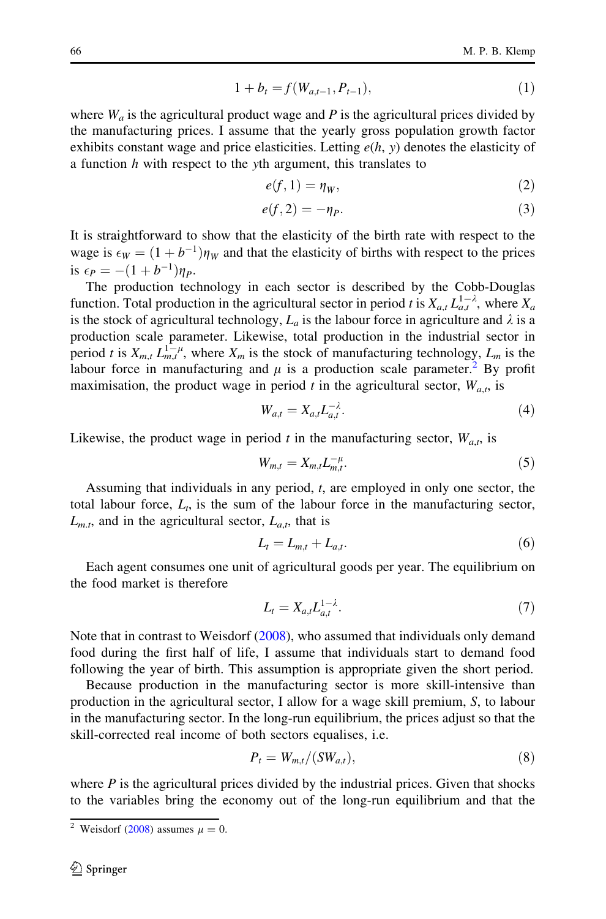$$1 + b_t = f(W_{a,t-1}, P_{t-1}), \tag{1}$$

where $W_a$ is the agricultural product wage and $P$ is the agricultural prices divided by the manufacturing prices. I assume that the yearly gross population growth factor exhibits constant wage and price elasticities. Letting $e(h, y)$ denotes the elasticity of a function $h$ with respect to the $y$th argument, this translates to

$$e(f, 1) = \eta_W, \tag{2}$$

$$e(f, 2) = -\eta_P. \tag{3}$$

It is straightforward to show that the elasticity of the birth rate with respect to the wage is $\epsilon_W = (1 + b^{-1})\eta_W$ and that the elasticity of births with respect to the prices is $\epsilon_P = -(1 + b^{-1})\eta_P$.

The production technology in each sector is described by the Cobb-Douglas function. Total production in the agricultural sector in period $t$ is $X_{a,t}\, L_{a,t}^{1-\lambda}$, where $X_a$ is the stock of agricultural technology, $L_a$ is the labour force in agriculture and $\lambda$ is a production scale parameter. Likewise, total production in the industrial sector in period $t$ is $X_{m,t}\, L_{m,t}^{1-\mu}$, where $X_m$ is the stock of manufacturing technology, $L_m$ is the labour force in manufacturing and $\mu$ is a production scale parameter.[2] By profit maximisation, the product wage in period $t$ in the agricultural sector, $W_{a,t}$, is

$$W_{a,t} = X_{a,t} L_{a,t}^{-\lambda}. \tag{4}$$

Likewise, the product wage in period $t$ in the manufacturing sector, $W_{a,t}$, is

$$W_{m,t} = X_{m,t} L_{m,t}^{-\mu}. \tag{5}$$

Assuming that individuals in any period, $t$, are employed in only one sector, the total labour force, $L_t$, is the sum of the labour force in the manufacturing sector, $L_{m,t}$, and in the agricultural sector, $L_{a,t}$, that is

$$L_t = L_{m,t} + L_{a,t}. \tag{6}$$

Each agent consumes one unit of agricultural goods per year. The equilibrium on the food market is therefore

$$L_t = X_{a,t} L_{a,t}^{1-\lambda}. \tag{7}$$

Note that in contrast to Weisdorf (2008), who assumed that individuals only demand food during the first half of life, I assume that individuals start to demand food following the year of birth. This assumption is appropriate given the short period.

Because production in the manufacturing sector is more skill-intensive than production in the agricultural sector, I allow for a wage skill premium, $S$, to labour in the manufacturing sector. In the long-run equilibrium, the prices adjust so that the skill-corrected real income of both sectors equalises, i.e.

$$P_t = W_{m,t}/(SW_{a,t}), \tag{8}$$

where $P$ is the agricultural prices divided by the industrial prices. Given that shocks to the variables bring the economy out of the long-run equilibrium and that the

[2] Weisdorf (2008) assumes $\mu = 0$.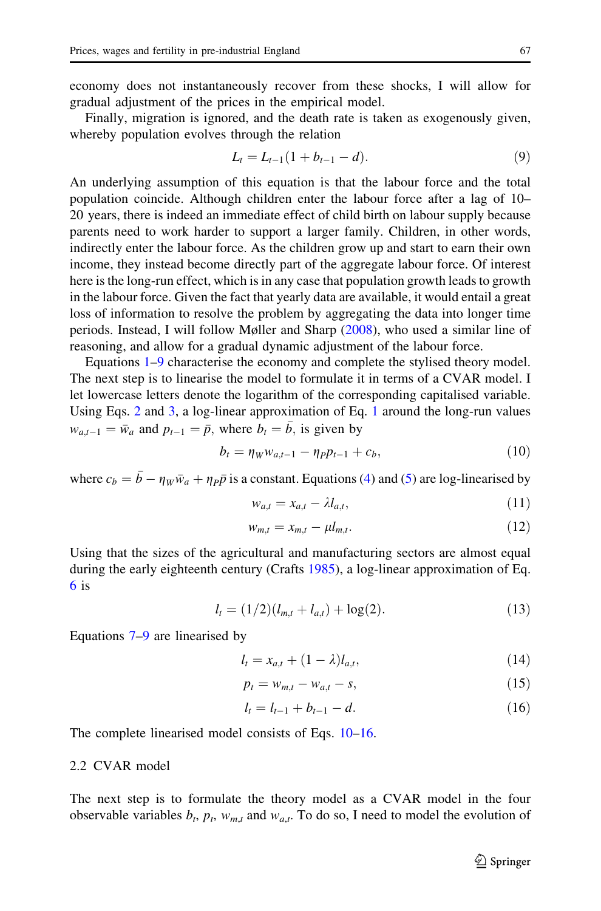economy does not instantaneously recover from these shocks, I will allow for gradual adjustment of the prices in the empirical model.

Finally, migration is ignored, and the death rate is taken as exogenously given, whereby population evolves through the relation

$$L_t = L_{t-1}(1 + b_{t-1} - d). \tag{9}$$

An underlying assumption of this equation is that the labour force and the total population coincide. Although children enter the labour force after a lag of 10–20 years, there is indeed an immediate effect of child birth on labour supply because parents need to work harder to support a larger family. Children, in other words, indirectly enter the labour force. As the children grow up and start to earn their own income, they instead become directly part of the aggregate labour force. Of interest here is the long-run effect, which is in any case that population growth leads to growth in the labour force. Given the fact that yearly data are available, it would entail a great loss of information to resolve the problem by aggregating the data into longer time periods. Instead, I will follow Møller and Sharp (2008), who used a similar line of reasoning, and allow for a gradual dynamic adjustment of the labour force.

Equations 1–9 characterise the economy and complete the stylised theory model. The next step is to linearise the model to formulate it in terms of a CVAR model. I let lowercase letters denote the logarithm of the corresponding capitalised variable. Using Eqs. 2 and 3, a log-linear approximation of Eq. 1 around the long-run values $w_{a,t-1} = \bar{w}_a$ and $p_{t-1} = \bar{p}$, where $b_t = \bar{b}$, is given by

$$b_t = \eta_W w_{a,t-1} - \eta_P p_{t-1} + c_b, \tag{10}$$

where $c_b = \bar{b} - \eta_W \bar{w}_a + \eta_P \bar{p}$ is a constant. Equations (4) and (5) are log-linearised by

$$w_{a,t} = x_{a,t} - \lambda l_{a,t}, \tag{11}$$

$$w_{m,t} = x_{m,t} - \mu l_{m,t}. \tag{12}$$

Using that the sizes of the agricultural and manufacturing sectors are almost equal during the early eighteenth century (Crafts 1985), a log-linear approximation of Eq. 6 is

$$l_t = (1/2)(l_{m,t} + l_{a,t}) + \log(2). \tag{13}$$

Equations 7–9 are linearised by

$$l_t = x_{a,t} + (1 - \lambda) l_{a,t}, \tag{14}$$

$$p_t = w_{m,t} - w_{a,t} - s, \tag{15}$$

$$l_t = l_{t-1} + b_{t-1} - d. \tag{16}$$

The complete linearised model consists of Eqs. 10–16.

## 2.2 CVAR model

The next step is to formulate the theory model as a CVAR model in the four observable variables $b_t$, $p_t$, $w_{m,t}$ and $w_{a,t}$. To do so, I need to model the evolution of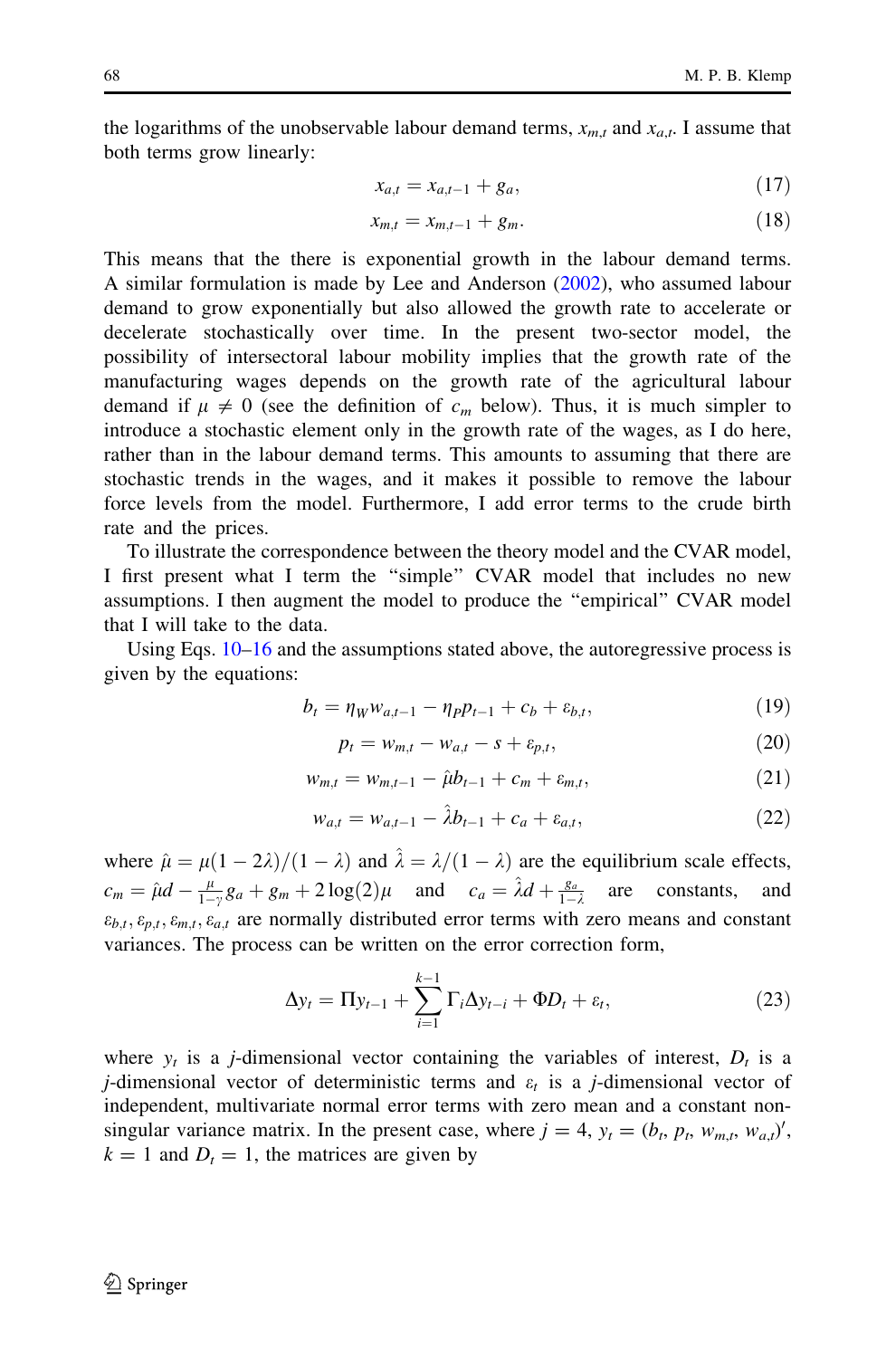the logarithms of the unobservable labour demand terms, $x_{m,t}$ and $x_{a,t}$. I assume that both terms grow linearly:

$$x_{a,t} = x_{a,t-1} + g_a, \tag{17}$$

$$x_{m,t} = x_{m,t-1} + g_m. \tag{18}$$

This means that the there is exponential growth in the labour demand terms. A similar formulation is made by Lee and Anderson (2002), who assumed labour demand to grow exponentially but also allowed the growth rate to accelerate or decelerate stochastically over time. In the present two-sector model, the possibility of intersectoral labour mobility implies that the growth rate of the manufacturing wages depends on the growth rate of the agricultural labour demand if $\mu \neq 0$ (see the definition of $c_m$ below). Thus, it is much simpler to introduce a stochastic element only in the growth rate of the wages, as I do here, rather than in the labour demand terms. This amounts to assuming that there are stochastic trends in the wages, and it makes it possible to remove the labour force levels from the model. Furthermore, I add error terms to the crude birth rate and the prices.

To illustrate the correspondence between the theory model and the CVAR model, I first present what I term the "simple" CVAR model that includes no new assumptions. I then augment the model to produce the "empirical" CVAR model that I will take to the data.

Using Eqs. 10–16 and the assumptions stated above, the autoregressive process is given by the equations:

$$b_t = \eta_W w_{a,t-1} - \eta_P p_{t-1} + c_b + \varepsilon_{b,t}, \tag{19}$$

$$p_t = w_{m,t} - w_{a,t} - s + \varepsilon_{p,t}, \tag{20}$$

$$w_{m,t} = w_{m,t-1} - \hat{\mu} b_{t-1} + c_m + \varepsilon_{m,t}, \tag{21}$$

$$w_{a,t} = w_{a,t-1} - \hat{\lambda} b_{t-1} + c_a + \varepsilon_{a,t}, \tag{22}$$

where $\hat{\mu} = \mu(1-2\lambda)/(1-\lambda)$ and $\hat{\lambda} = \lambda/(1-\lambda)$ are the equilibrium scale effects, $c_m = \hat{\mu} d - \frac{\mu}{1-\gamma} g_a + g_m + 2\log(2)\mu$ and $c_a = \hat{\lambda} d + \frac{g_a}{1-\lambda}$ are constants, and $\varepsilon_{b,t}, \varepsilon_{p,t}, \varepsilon_{m,t}, \varepsilon_{a,t}$ are normally distributed error terms with zero means and constant variances. The process can be written on the error correction form,

$$\Delta y_t = \Pi y_{t-1} + \sum_{i=1}^{k-1} \Gamma_i \Delta y_{t-i} + \Phi D_t + \varepsilon_t, \tag{23}$$

where $y_t$ is a $j$-dimensional vector containing the variables of interest, $D_t$ is a $j$-dimensional vector of deterministic terms and $\varepsilon_t$ is a $j$-dimensional vector of independent, multivariate normal error terms with zero mean and a constant non-singular variance matrix. In the present case, where $j = 4$, $y_t = (b_t, p_t, w_{m,t}, w_{a,t})'$, $k = 1$ and $D_t = 1$, the matrices are given by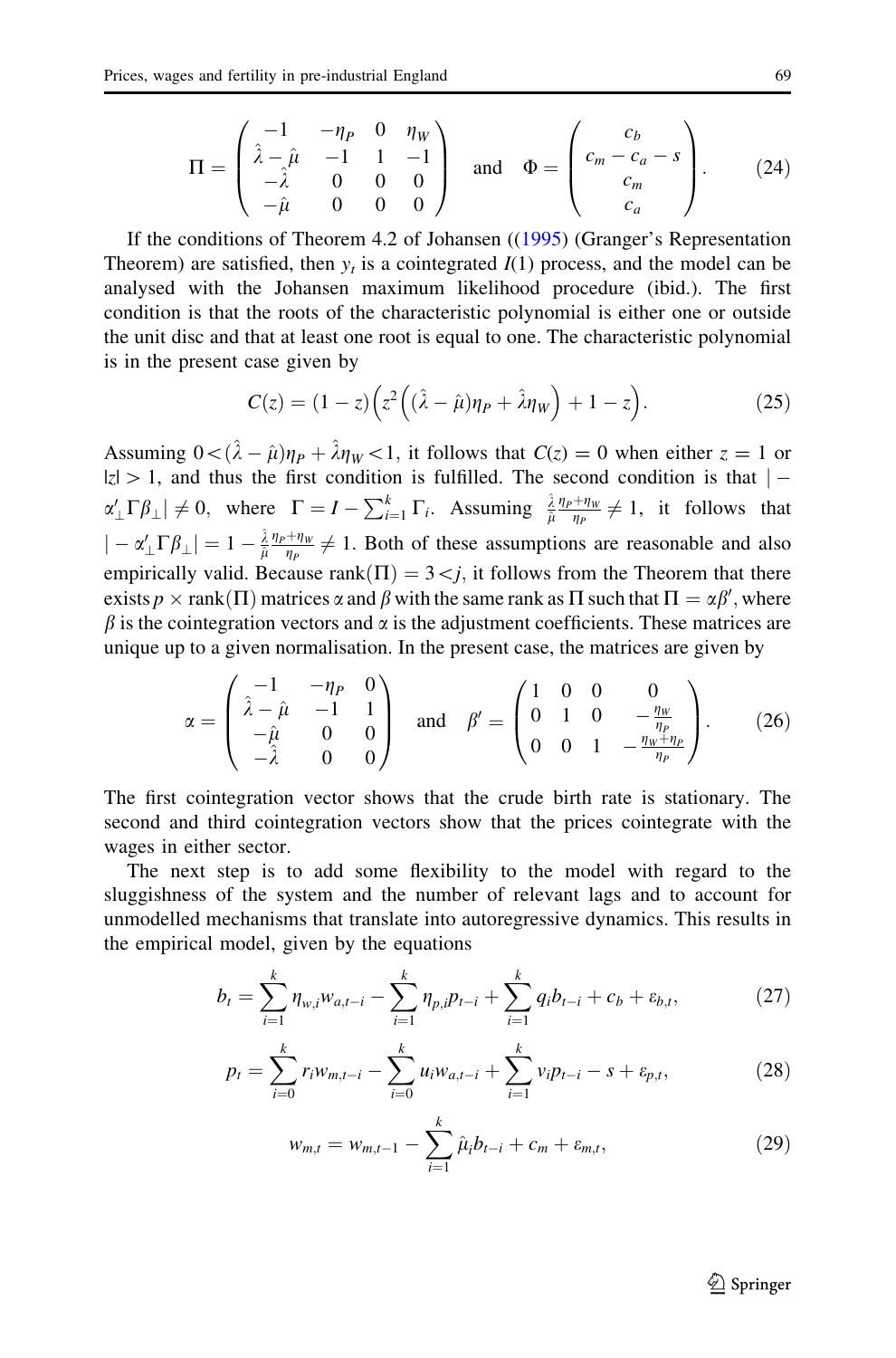$$\Pi = \begin{pmatrix} -1 & -\eta_P & 0 & \eta_W \\ \hat{\lambda} - \hat{\mu} & -1 & 1 & -1 \\ -\hat{\lambda} & 0 & 0 & 0 \\ -\hat{\mu} & 0 & 0 & 0 \end{pmatrix} \quad \text{and} \quad \Phi = \begin{pmatrix} c_b \\ c_m - c_a - s \\ c_m \\ c_a \end{pmatrix}. \tag{24}$$

If the conditions of Theorem 4.2 of Johansen ((1995) (Granger's Representation Theorem) are satisfied, then $y_t$ is a cointegrated $I(1)$ process, and the model can be analysed with the Johansen maximum likelihood procedure (ibid.). The first condition is that the roots of the characteristic polynomial is either one or outside the unit disc and that at least one root is equal to one. The characteristic polynomial is in the present case given by

$$C(z) = (1 - z)\Big(z^2\Big((\hat{\lambda} - \hat{\mu})\eta_P + \hat{\lambda}\eta_W\Big) + 1 - z\Big). \tag{25}$$

Assuming $0 < (\hat{\lambda} - \hat{\mu})\eta_P + \hat{\lambda}\eta_W < 1$, it follows that $C(z) = 0$ when either $z = 1$ or $|z| > 1$, and thus the first condition is fulfilled. The second condition is that $|-\alpha'_\perp \Gamma \beta_\perp| \neq 0$, where $\Gamma = I - \sum_{i=1}^{k} \Gamma_i$. Assuming $\frac{\hat{\lambda}}{\hat{\mu}} \frac{\eta_P + \eta_W}{\eta_P} \neq 1$, it follows that $|-\alpha'_\perp \Gamma \beta_\perp| = 1 - \frac{\hat{\lambda}}{\hat{\mu}} \frac{\eta_P + \eta_W}{\eta_P} \neq 1$. Both of these assumptions are reasonable and also empirically valid. Because $\text{rank}(\Pi) = 3 < j$, it follows from the Theorem that there exists $p \times \text{rank}(\Pi)$ matrices $\alpha$ and $\beta$ with the same rank as $\Pi$ such that $\Pi = \alpha\beta'$, where $\beta$ is the cointegration vectors and $\alpha$ is the adjustment coefficients. These matrices are unique up to a given normalisation. In the present case, the matrices are given by

$$\alpha = \begin{pmatrix} -1 & -\eta_P & 0 \\ \hat{\lambda} - \hat{\mu} & -1 & 1 \\ -\hat{\mu} & 0 & 0 \\ -\hat{\lambda} & 0 & 0 \end{pmatrix} \quad \text{and} \quad \beta' = \begin{pmatrix} 1 & 0 & 0 & 0 \\ 0 & 1 & 0 & -\frac{\eta_W}{\eta_P} \\ 0 & 0 & 1 & -\frac{\eta_W + \eta_P}{\eta_P} \end{pmatrix}. \tag{26}$$

The first cointegration vector shows that the crude birth rate is stationary. The second and third cointegration vectors show that the prices cointegrate with the wages in either sector.

The next step is to add some flexibility to the model with regard to the sluggishness of the system and the number of relevant lags and to account for unmodelled mechanisms that translate into autoregressive dynamics. This results in the empirical model, given by the equations

$$b_t = \sum_{i=1}^{k} \eta_{w,i} w_{a,t-i} - \sum_{i=1}^{k} \eta_{p,i} p_{t-i} + \sum_{i=1}^{k} q_i b_{t-i} + c_b + \varepsilon_{b,t}, \tag{27}$$

$$p_t = \sum_{i=0}^{k} r_i w_{m,t-i} - \sum_{i=0}^{k} u_i w_{a,t-i} + \sum_{i=1}^{k} v_i p_{t-i} - s + \varepsilon_{p,t}, \tag{28}$$

$$w_{m,t} = w_{m,t-1} - \sum_{i=1}^{k} \hat{\mu}_i b_{t-i} + c_m + \varepsilon_{m,t}, \tag{29}$$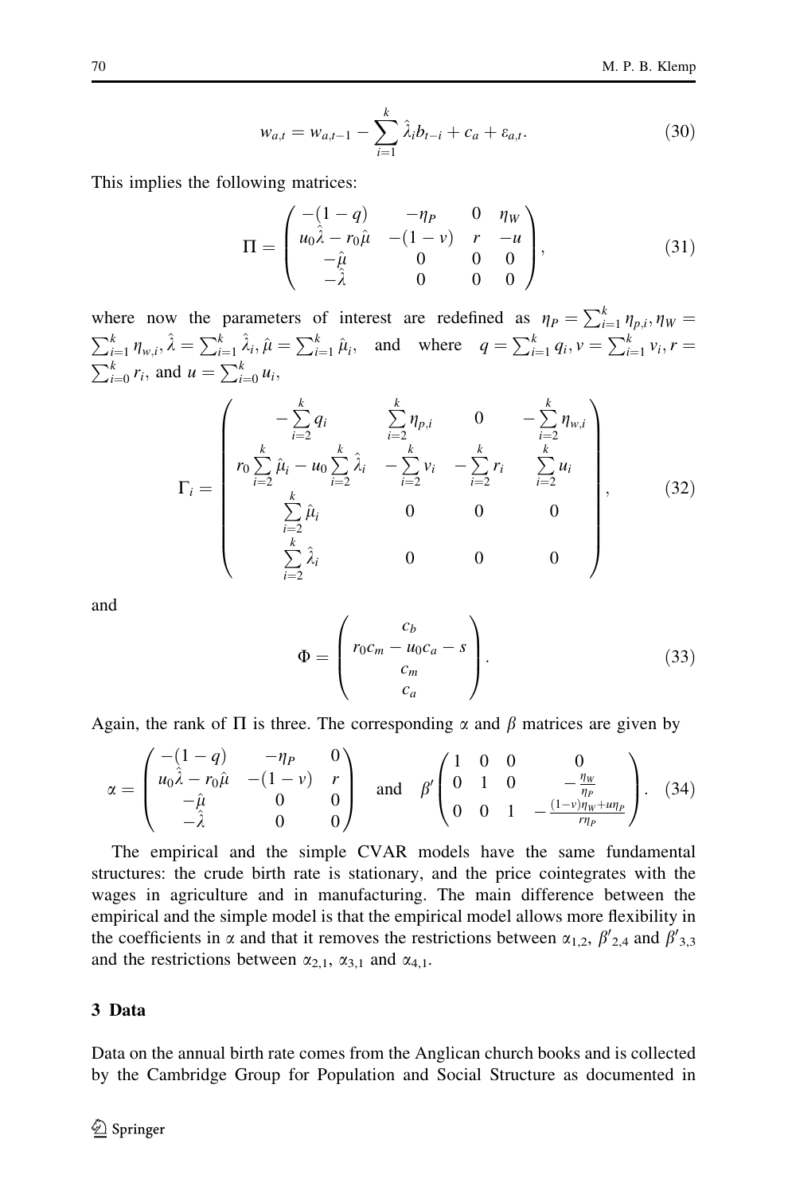$$w_{a,t} = w_{a,t-1} - \sum_{i=1}^{k} \hat{\lambda}_i b_{t-i} + c_a + \varepsilon_{a,t}. \tag{30}$$

This implies the following matrices:

$$\Pi = \begin{pmatrix} -(1-q) & -\eta_P & 0 & \eta_W \\ u_0\hat{\lambda} - r_0\hat{\mu} & -(1-v) & r & -u \\ -\hat{\mu} & 0 & 0 & 0 \\ -\hat{\lambda} & 0 & 0 & 0 \end{pmatrix}, \tag{31}$$

where now the parameters of interest are redefined as $\eta_P = \sum_{i=1}^{k} \eta_{p,i}, \eta_W = \sum_{i=1}^{k} \eta_{w,i}, \hat{\lambda} = \sum_{i=1}^{k} \hat{\lambda}_i, \hat{\mu} = \sum_{i=1}^{k} \hat{\mu}_i$, and where $q = \sum_{i=1}^{k} q_i, v = \sum_{i=1}^{k} v_i, r = \sum_{i=0}^{k} r_i$, and $u = \sum_{i=0}^{k} u_i$,

$$\Gamma_i = \begin{pmatrix} -\sum_{i=2}^{k} q_i & \sum_{i=2}^{k} \eta_{p,i} & 0 & -\sum_{i=2}^{k} \eta_{w,i} \\ r_0 \sum_{i=2}^{k} \hat{\mu}_i - u_0 \sum_{i=2}^{k} \hat{\lambda}_i & -\sum_{i=2}^{k} v_i & -\sum_{i=2}^{k} r_i & \sum_{i=2}^{k} u_i \\ \sum_{i=2}^{k} \hat{\mu}_i & 0 & 0 & 0 \\ \sum_{i=2}^{k} \hat{\lambda}_i & 0 & 0 & 0 \end{pmatrix}, \tag{32}$$

and

$$\Phi = \begin{pmatrix} c_b \\ r_0 c_m - u_0 c_a - s \\ c_m \\ c_a \end{pmatrix}. \tag{33}$$

Again, the rank of $\Pi$ is three. The corresponding $\alpha$ and $\beta$ matrices are given by

$$\alpha = \begin{pmatrix} -(1-q) & -\eta_P & 0 \\ u_0\hat{\lambda} - r_0\hat{\mu} & -(1-v) & r \\ -\hat{\mu} & 0 & 0 \\ -\hat{\lambda} & 0 & 0 \end{pmatrix} \quad \text{and} \quad \beta' \begin{pmatrix} 1 & 0 & 0 & 0 \\ 0 & 1 & 0 & -\frac{\eta_W}{\eta_P} \\ 0 & 0 & 1 & -\frac{(1-v)\eta_W + u\eta_P}{r\eta_P} \end{pmatrix}. \tag{34}$$

The empirical and the simple CVAR models have the same fundamental structures: the crude birth rate is stationary, and the price cointegrates with the wages in agriculture and in manufacturing. The main difference between the empirical and the simple model is that the empirical model allows more flexibility in the coefficients in $\alpha$ and that it removes the restrictions between $\alpha_{1,2}$, $\beta'_{2,4}$ and $\beta'_{3,3}$ and the restrictions between $\alpha_{2,1}$, $\alpha_{3,1}$ and $\alpha_{4,1}$.

## 3 Data

Data on the annual birth rate comes from the Anglican church books and is collected by the Cambridge Group for Population and Social Structure as documented in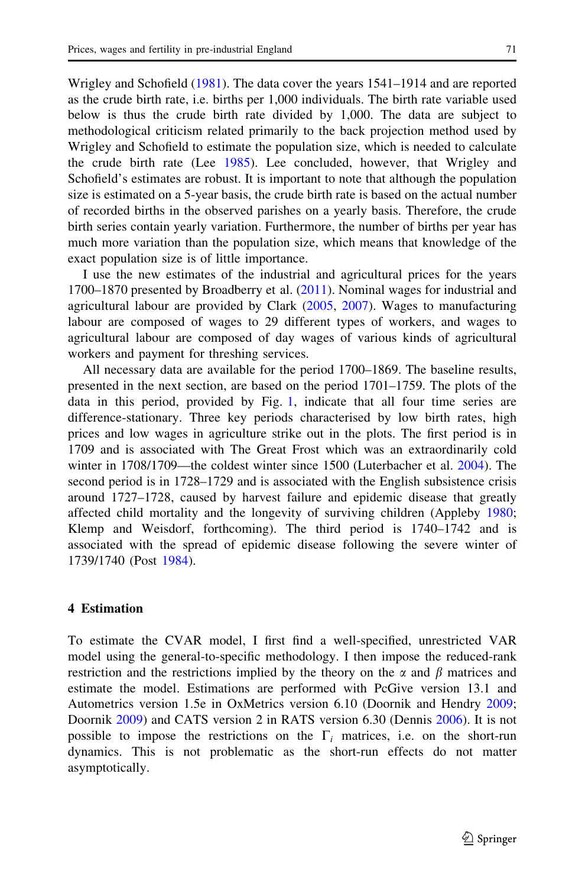Wrigley and Schofield (1981). The data cover the years 1541–1914 and are reported as the crude birth rate, i.e. births per 1,000 individuals. The birth rate variable used below is thus the crude birth rate divided by 1,000. The data are subject to methodological criticism related primarily to the back projection method used by Wrigley and Schofield to estimate the population size, which is needed to calculate the crude birth rate (Lee 1985). Lee concluded, however, that Wrigley and Schofield's estimates are robust. It is important to note that although the population size is estimated on a 5-year basis, the crude birth rate is based on the actual number of recorded births in the observed parishes on a yearly basis. Therefore, the crude birth series contain yearly variation. Furthermore, the number of births per year has much more variation than the population size, which means that knowledge of the exact population size is of little importance.

I use the new estimates of the industrial and agricultural prices for the years 1700–1870 presented by Broadberry et al. (2011). Nominal wages for industrial and agricultural labour are provided by Clark (2005, 2007). Wages to manufacturing labour are composed of wages to 29 different types of workers, and wages to agricultural labour are composed of day wages of various kinds of agricultural workers and payment for threshing services.

All necessary data are available for the period 1700–1869. The baseline results, presented in the next section, are based on the period 1701–1759. The plots of the data in this period, provided by Fig. 1, indicate that all four time series are difference-stationary. Three key periods characterised by low birth rates, high prices and low wages in agriculture strike out in the plots. The first period is in 1709 and is associated with The Great Frost which was an extraordinarily cold winter in 1708/1709—the coldest winter since 1500 (Luterbacher et al. 2004). The second period is in 1728–1729 and is associated with the English subsistence crisis around 1727–1728, caused by harvest failure and epidemic disease that greatly affected child mortality and the longevity of surviving children (Appleby 1980; Klemp and Weisdorf, forthcoming). The third period is 1740–1742 and is associated with the spread of epidemic disease following the severe winter of 1739/1740 (Post 1984).

## 4 Estimation

To estimate the CVAR model, I first find a well-specified, unrestricted VAR model using the general-to-specific methodology. I then impose the reduced-rank restriction and the restrictions implied by the theory on the $\alpha$ and $\beta$ matrices and estimate the model. Estimations are performed with PcGive version 13.1 and Autometrics version 1.5e in OxMetrics version 6.10 (Doornik and Hendry 2009; Doornik 2009) and CATS version 2 in RATS version 6.30 (Dennis 2006). It is not possible to impose the restrictions on the $\Gamma_i$ matrices, i.e. on the short-run dynamics. This is not problematic as the short-run effects do not matter asymptotically.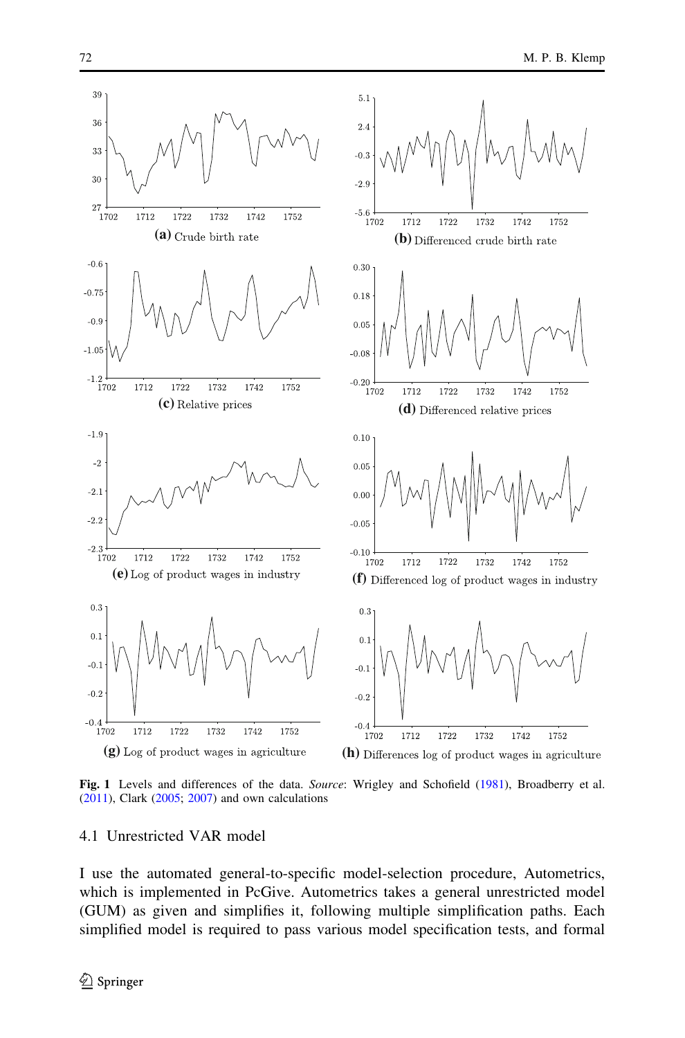**Fig. 1** Levels and differences of the data. *Source*: Wrigley and Schofield (1981), Broadberry et al. (2011), Clark (2005; 2007) and own calculations

### 4.1 Unrestricted VAR model

I use the automated general-to-specific model-selection procedure, Autometrics, which is implemented in PcGive. Autometrics takes a general unrestricted model (GUM) as given and simplifies it, following multiple simplification paths. Each simplified model is required to pass various model specification tests, and formal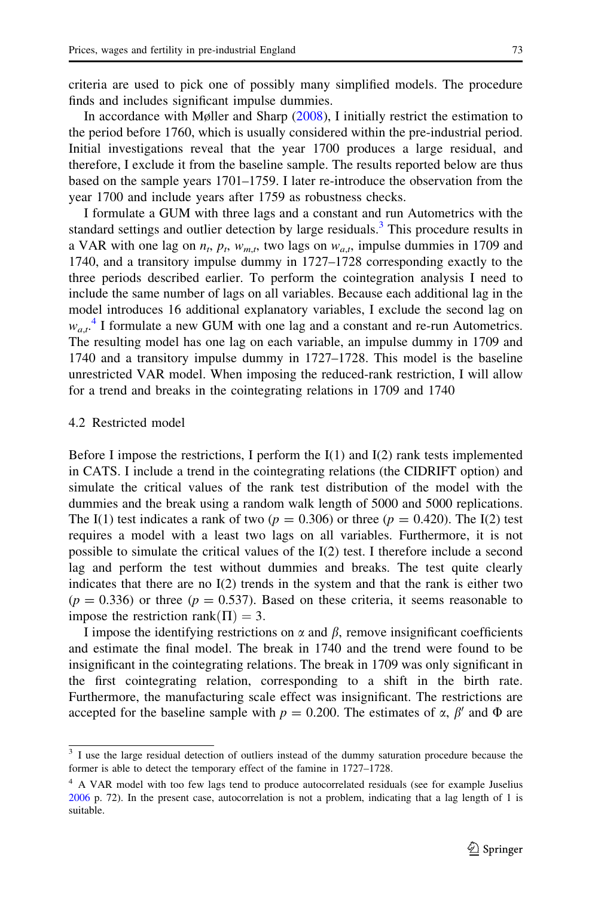criteria are used to pick one of possibly many simplified models. The procedure finds and includes significant impulse dummies.

In accordance with Møller and Sharp (2008), I initially restrict the estimation to the period before 1760, which is usually considered within the pre-industrial period. Initial investigations reveal that the year 1700 produces a large residual, and therefore, I exclude it from the baseline sample. The results reported below are thus based on the sample years 1701–1759. I later re-introduce the observation from the year 1700 and include years after 1759 as robustness checks.

I formulate a GUM with three lags and a constant and run Autometrics with the standard settings and outlier detection by large residuals.[3] This procedure results in a VAR with one lag on $n_t$, $p_t$, $w_{m,t}$, two lags on $w_{a,t}$, impulse dummies in 1709 and 1740, and a transitory impulse dummy in 1727–1728 corresponding exactly to the three periods described earlier. To perform the cointegration analysis I need to include the same number of lags on all variables. Because each additional lag in the model introduces 16 additional explanatory variables, I exclude the second lag on $w_{a,t}$.[4] I formulate a new GUM with one lag and a constant and re-run Autometrics. The resulting model has one lag on each variable, an impulse dummy in 1709 and 1740 and a transitory impulse dummy in 1727–1728. This model is the baseline unrestricted VAR model. When imposing the reduced-rank restriction, I will allow for a trend and breaks in the cointegrating relations in 1709 and 1740

### 4.2 Restricted model

Before I impose the restrictions, I perform the I(1) and I(2) rank tests implemented in CATS. I include a trend in the cointegrating relations (the CIDRIFT option) and simulate the critical values of the rank test distribution of the model with the dummies and the break using a random walk length of 5000 and 5000 replications. The I(1) test indicates a rank of two ($p = 0.306$) or three ($p = 0.420$). The I(2) test requires a model with a least two lags on all variables. Furthermore, it is not possible to simulate the critical values of the I(2) test. I therefore include a second lag and perform the test without dummies and breaks. The test quite clearly indicates that there are no I(2) trends in the system and that the rank is either two ($p = 0.336$) or three ($p = 0.537$). Based on these criteria, it seems reasonable to impose the restriction $\text{rank}(\Pi) = 3$.

I impose the identifying restrictions on $\alpha$ and $\beta$, remove insignificant coefficients and estimate the final model. The break in 1740 and the trend were found to be insignificant in the cointegrating relations. The break in 1709 was only significant in the first cointegrating relation, corresponding to a shift in the birth rate. Furthermore, the manufacturing scale effect was insignificant. The restrictions are accepted for the baseline sample with $p = 0.200$. The estimates of $\alpha$, $\beta'$ and $\Phi$ are

---

[3] I use the large residual detection of outliers instead of the dummy saturation procedure because the former is able to detect the temporary effect of the famine in 1727–1728.

[4] A VAR model with too few lags tend to produce autocorrelated residuals (see for example Juselius 2006 p. 72). In the present case, autocorrelation is not a problem, indicating that a lag length of 1 is suitable.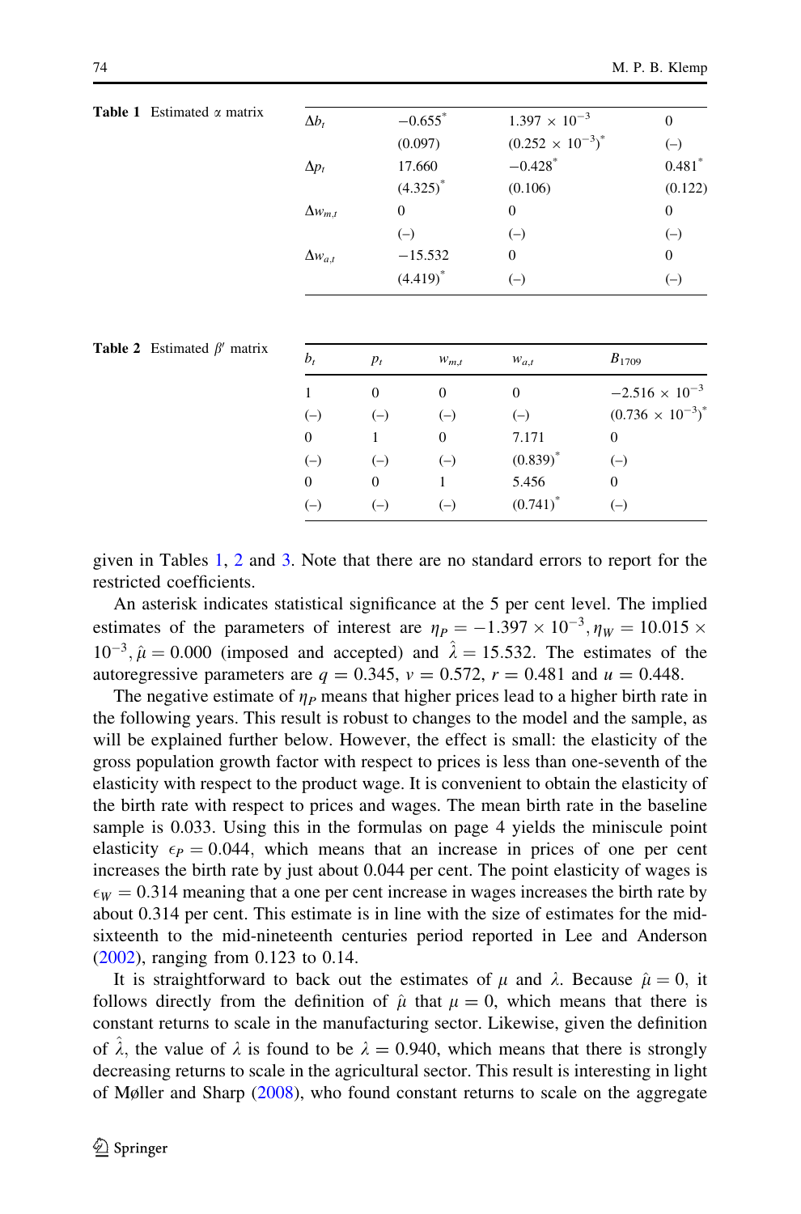**Table 1** Estimated $\alpha$ matrix

| | | | |
|---|---|---|---|
| $\Delta b_t$ | $-0.655^*$ | $1.397 \times 10^{-3}$ | 0 |
| | (0.097) | $(0.252 \times 10^{-3})^*$ | (–) |
| $\Delta p_t$ | 17.660 | $-0.428^*$ | $0.481^*$ |
| | $(4.325)^*$ | (0.106) | (0.122) |
| $\Delta w_{m,t}$ | 0 | 0 | 0 |
| | (–) | (–) | (–) |
| $\Delta w_{a,t}$ | $-15.532$ | 0 | 0 |
| | $(4.419)^*$ | (–) | (–) |

**Table 2** Estimated $\beta'$ matrix

| $b_t$ | $p_t$ | $w_{m,t}$ | $w_{a,t}$ | $B_{1709}$ |
|---|---|---|---|---|
| 1 | 0 | 0 | 0 | $-2.516 \times 10^{-3}$ |
| (–) | (–) | (–) | (–) | $(0.736 \times 10^{-3})^*$ |
| 0 | 1 | 0 | 7.171 | 0 |
| (–) | (–) | (–) | $(0.839)^*$ | (–) |
| 0 | 0 | 1 | 5.456 | 0 |
| (–) | (–) | (–) | $(0.741)^*$ | (–) |

given in Tables 1, 2 and 3. Note that there are no standard errors to report for the restricted coefficients.

An asterisk indicates statistical significance at the 5 per cent level. The implied estimates of the parameters of interest are $\eta_P = -1.397 \times 10^{-3}, \eta_W = 10.015 \times 10^{-3}, \hat{\mu} = 0.000$ (imposed and accepted) and $\hat{\lambda} = 15.532$. The estimates of the autoregressive parameters are $q = 0.345$, $v = 0.572$, $r = 0.481$ and $u = 0.448$.

The negative estimate of $\eta_P$ means that higher prices lead to a higher birth rate in the following years. This result is robust to changes to the model and the sample, as will be explained further below. However, the effect is small: the elasticity of the gross population growth factor with respect to prices is less than one-seventh of the elasticity with respect to the product wage. It is convenient to obtain the elasticity of the birth rate with respect to prices and wages. The mean birth rate in the baseline sample is 0.033. Using this in the formulas on page 4 yields the miniscule point elasticity $\epsilon_P = 0.044$, which means that an increase in prices of one per cent increases the birth rate by just about 0.044 per cent. The point elasticity of wages is $\epsilon_W = 0.314$ meaning that a one per cent increase in wages increases the birth rate by about 0.314 per cent. This estimate is in line with the size of estimates for the mid-sixteenth to the mid-nineteenth centuries period reported in Lee and Anderson (2002), ranging from 0.123 to 0.14.

It is straightforward to back out the estimates of $\mu$ and $\lambda$. Because $\hat{\mu} = 0$, it follows directly from the definition of $\hat{\mu}$ that $\mu = 0$, which means that there is constant returns to scale in the manufacturing sector. Likewise, given the definition of $\hat{\lambda}$, the value of $\lambda$ is found to be $\lambda = 0.940$, which means that there is strongly decreasing returns to scale in the agricultural sector. This result is interesting in light of Møller and Sharp (2008), who found constant returns to scale on the aggregate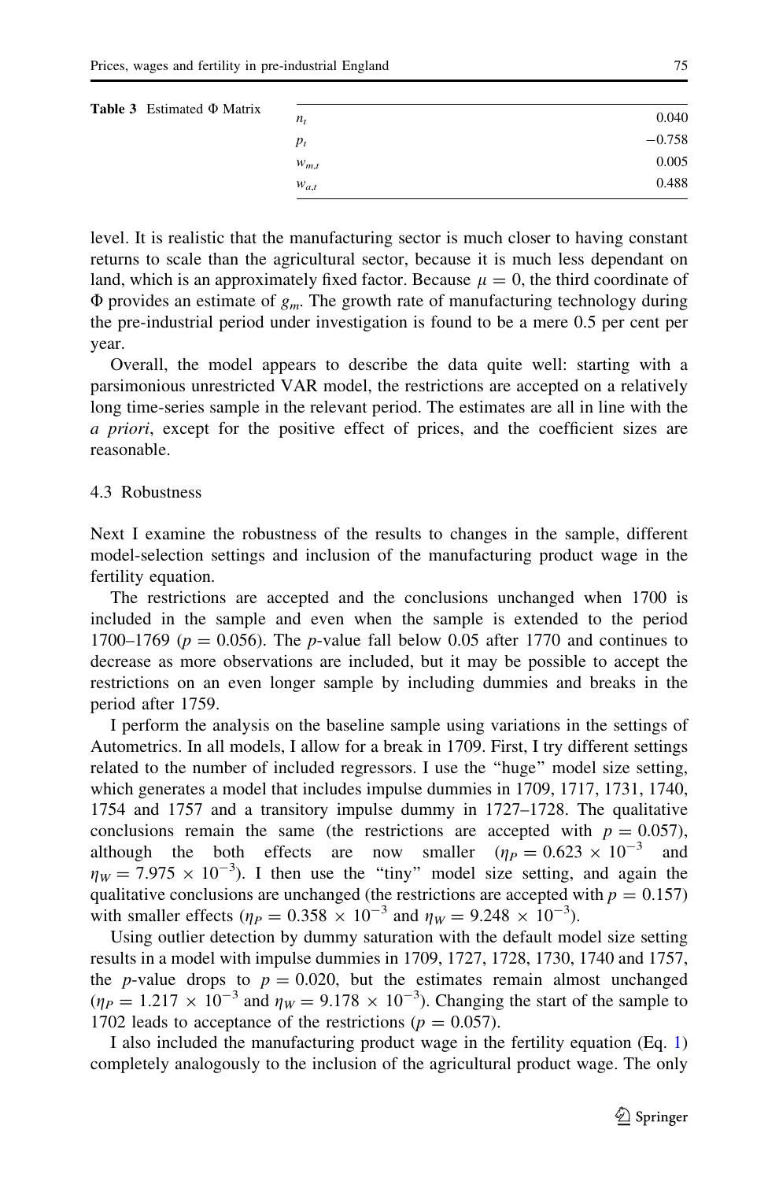**Table 3** Estimated Φ Matrix

| | |
|---|---|
| $n_t$ | 0.040 |
| $p_t$ | −0.758 |
| $w_{m,t}$ | 0.005 |
| $w_{a,t}$ | 0.488 |

level. It is realistic that the manufacturing sector is much closer to having constant returns to scale than the agricultural sector, because it is much less dependant on land, which is an approximately fixed factor. Because $\mu = 0$, the third coordinate of $\Phi$ provides an estimate of $g_m$. The growth rate of manufacturing technology during the pre-industrial period under investigation is found to be a mere 0.5 per cent per year.

Overall, the model appears to describe the data quite well: starting with a parsimonious unrestricted VAR model, the restrictions are accepted on a relatively long time-series sample in the relevant period. The estimates are all in line with the *a priori*, except for the positive effect of prices, and the coefficient sizes are reasonable.

### 4.3 Robustness

Next I examine the robustness of the results to changes in the sample, different model-selection settings and inclusion of the manufacturing product wage in the fertility equation.

The restrictions are accepted and the conclusions unchanged when 1700 is included in the sample and even when the sample is extended to the period 1700–1769 ($p = 0.056$). The $p$-value fall below 0.05 after 1770 and continues to decrease as more observations are included, but it may be possible to accept the restrictions on an even longer sample by including dummies and breaks in the period after 1759.

I perform the analysis on the baseline sample using variations in the settings of Autometrics. In all models, I allow for a break in 1709. First, I try different settings related to the number of included regressors. I use the "huge" model size setting, which generates a model that includes impulse dummies in 1709, 1717, 1731, 1740, 1754 and 1757 and a transitory impulse dummy in 1727–1728. The qualitative conclusions remain the same (the restrictions are accepted with $p = 0.057$), although the both effects are now smaller ($\eta_P = 0.623 \times 10^{-3}$ and $\eta_W = 7.975 \times 10^{-3}$). I then use the "tiny" model size setting, and again the qualitative conclusions are unchanged (the restrictions are accepted with $p = 0.157$) with smaller effects ($\eta_P = 0.358 \times 10^{-3}$ and $\eta_W = 9.248 \times 10^{-3}$).

Using outlier detection by dummy saturation with the default model size setting results in a model with impulse dummies in 1709, 1727, 1728, 1730, 1740 and 1757, the $p$-value drops to $p = 0.020$, but the estimates remain almost unchanged ($\eta_P = 1.217 \times 10^{-3}$ and $\eta_W = 9.178 \times 10^{-3}$). Changing the start of the sample to 1702 leads to acceptance of the restrictions ($p = 0.057$).

I also included the manufacturing product wage in the fertility equation (Eq. 1) completely analogously to the inclusion of the agricultural product wage. The only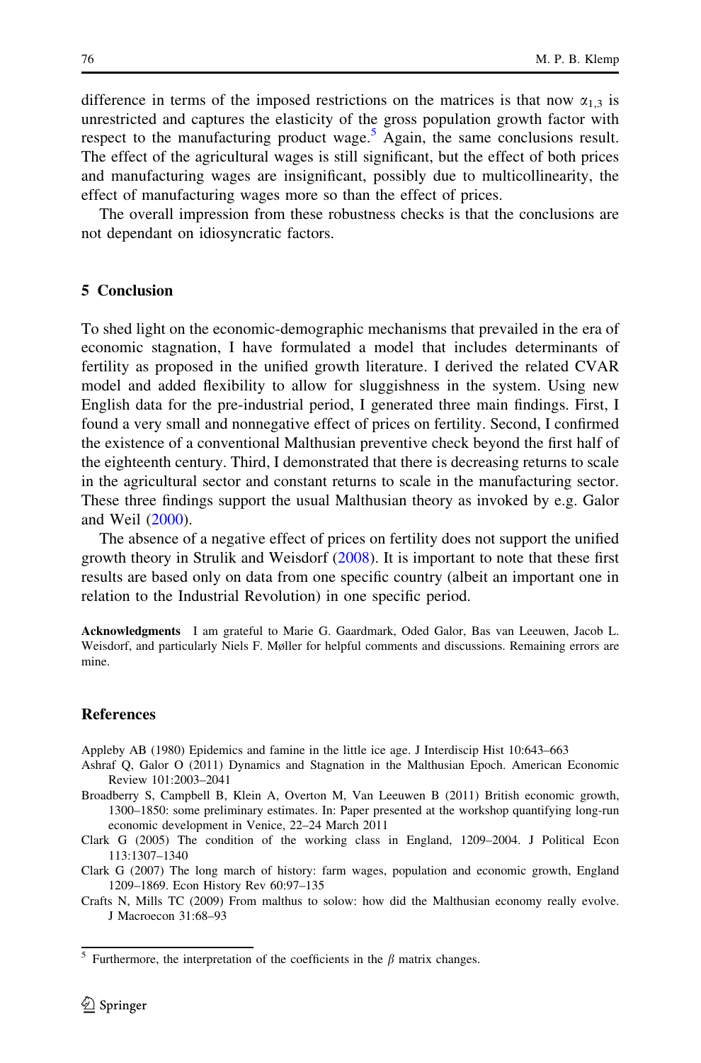difference in terms of the imposed restrictions on the matrices is that now $\alpha_{1,3}$ is unrestricted and captures the elasticity of the gross population growth factor with respect to the manufacturing product wage.[5] Again, the same conclusions result. The effect of the agricultural wages is still significant, but the effect of both prices and manufacturing wages are insignificant, possibly due to multicollinearity, the effect of manufacturing wages more so than the effect of prices.

The overall impression from these robustness checks is that the conclusions are not dependant on idiosyncratic factors.

## 5 Conclusion

To shed light on the economic-demographic mechanisms that prevailed in the era of economic stagnation, I have formulated a model that includes determinants of fertility as proposed in the unified growth literature. I derived the related CVAR model and added flexibility to allow for sluggishness in the system. Using new English data for the pre-industrial period, I generated three main findings. First, I found a very small and nonnegative effect of prices on fertility. Second, I confirmed the existence of a conventional Malthusian preventive check beyond the first half of the eighteenth century. Third, I demonstrated that there is decreasing returns to scale in the agricultural sector and constant returns to scale in the manufacturing sector. These three findings support the usual Malthusian theory as invoked by e.g. Galor and Weil (2000).

The absence of a negative effect of prices on fertility does not support the unified growth theory in Strulik and Weisdorf (2008). It is important to note that these first results are based only on data from one specific country (albeit an important one in relation to the Industrial Revolution) in one specific period.

**Acknowledgments** I am grateful to Marie G. Gaardmark, Oded Galor, Bas van Leeuwen, Jacob L. Weisdorf, and particularly Niels F. Møller for helpful comments and discussions. Remaining errors are mine.

## References

Appleby AB (1980) Epidemics and famine in the little ice age. J Interdiscip Hist 10:643–663

Ashraf Q, Galor O (2011) Dynamics and Stagnation in the Malthusian Epoch. American Economic Review 101:2003–2041

Broadberry S, Campbell B, Klein A, Overton M, Van Leeuwen B (2011) British economic growth, 1300–1850: some preliminary estimates. In: Paper presented at the workshop quantifying long-run economic development in Venice, 22–24 March 2011

Clark G (2005) The condition of the working class in England, 1209–2004. J Political Econ 113:1307–1340

Clark G (2007) The long march of history: farm wages, population and economic growth, England 1209–1869. Econ History Rev 60:97–135

Crafts N, Mills TC (2009) From malthus to solow: how did the Malthusian economy really evolve. J Macroecon 31:68–93

[5] Furthermore, the interpretation of the coefficients in the $\beta$ matrix changes.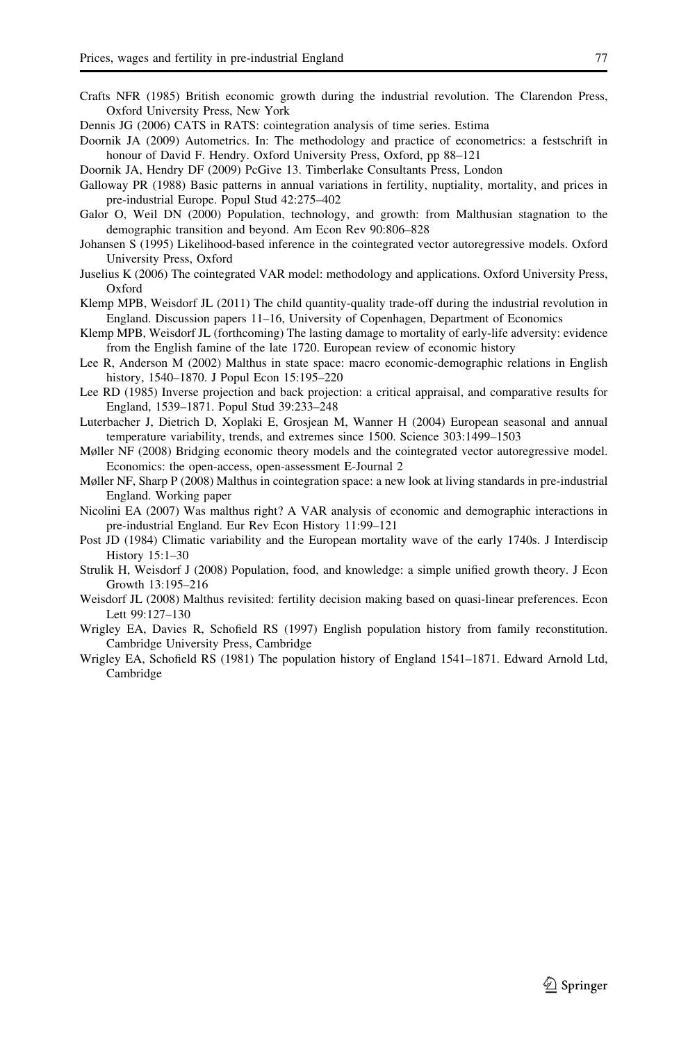Crafts NFR (1985) British economic growth during the industrial revolution. The Clarendon Press, Oxford University Press, New York

Dennis JG (2006) CATS in RATS: cointegration analysis of time series. Estima

Doornik JA (2009) Autometrics. In: The methodology and practice of econometrics: a festschrift in honour of David F. Hendry. Oxford University Press, Oxford, pp 88–121

Doornik JA, Hendry DF (2009) PcGive 13. Timberlake Consultants Press, London

Galloway PR (1988) Basic patterns in annual variations in fertility, nuptiality, mortality, and prices in pre-industrial Europe. Popul Stud 42:275–402

Galor O, Weil DN (2000) Population, technology, and growth: from Malthusian stagnation to the demographic transition and beyond. Am Econ Rev 90:806–828

Johansen S (1995) Likelihood-based inference in the cointegrated vector autoregressive models. Oxford University Press, Oxford

Juselius K (2006) The cointegrated VAR model: methodology and applications. Oxford University Press, Oxford

Klemp MPB, Weisdorf JL (2011) The child quantity-quality trade-off during the industrial revolution in England. Discussion papers 11–16, University of Copenhagen, Department of Economics

Klemp MPB, Weisdorf JL (forthcoming) The lasting damage to mortality of early-life adversity: evidence from the English famine of the late 1720. European review of economic history

Lee R, Anderson M (2002) Malthus in state space: macro economic-demographic relations in English history, 1540–1870. J Popul Econ 15:195–220

Lee RD (1985) Inverse projection and back projection: a critical appraisal, and comparative results for England, 1539–1871. Popul Stud 39:233–248

Luterbacher J, Dietrich D, Xoplaki E, Grosjean M, Wanner H (2004) European seasonal and annual temperature variability, trends, and extremes since 1500. Science 303:1499–1503

Møller NF (2008) Bridging economic theory models and the cointegrated vector autoregressive model. Economics: the open-access, open-assessment E-Journal 2

Møller NF, Sharp P (2008) Malthus in cointegration space: a new look at living standards in pre-industrial England. Working paper

Nicolini EA (2007) Was malthus right? A VAR analysis of economic and demographic interactions in pre-industrial England. Eur Rev Econ History 11:99–121

Post JD (1984) Climatic variability and the European mortality wave of the early 1740s. J Interdiscip History 15:1–30

Strulik H, Weisdorf J (2008) Population, food, and knowledge: a simple unified growth theory. J Econ Growth 13:195–216

Weisdorf JL (2008) Malthus revisited: fertility decision making based on quasi-linear preferences. Econ Lett 99:127–130

Wrigley EA, Davies R, Schofield RS (1997) English population history from family reconstitution. Cambridge University Press, Cambridge

Wrigley EA, Schofield RS (1981) The population history of England 1541–1871. Edward Arnold Ltd, Cambridge